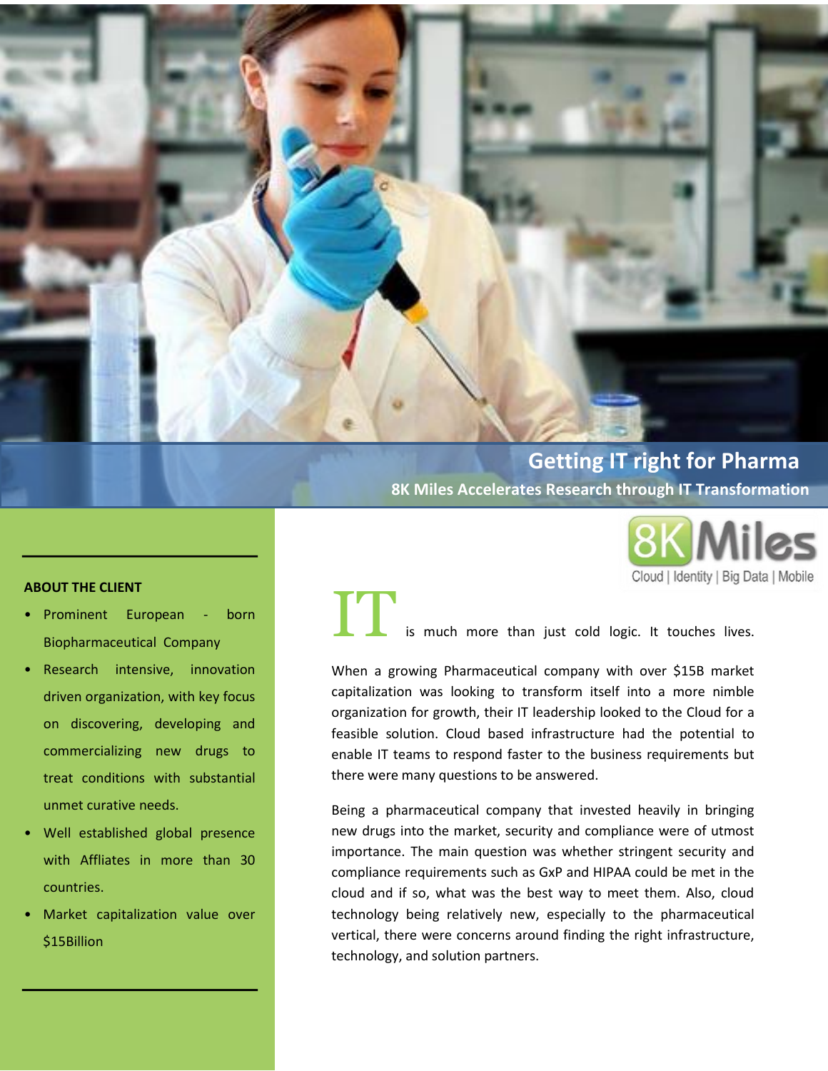# Getting IT right for Pharma

## 8K Miles Accelerates Research through IT Transformation

8K Miles

Cloud | Identity | Big Data | Mobile

### ABOUT THE CLIENT

- Prominent European - born Biopharmaceutical Company
- Research intensive, innovation driven organization, with key focus on discovering, developing and commercializing new drugs to treat conditions with substantial unmet curative needs.
- Well established global presence with Affliates in more than 30 countries.
- Market capitalization value over $15Billion

IT is much more than just cold logic. It touches lives.

When a growing Pharmaceutical company with over $15B market capitalization was looking to transform itself into a more nimble organization for growth, their IT leadership looked to the Cloud for a feasible solution. Cloud based infrastructure had the potential to enable IT teams to respond faster to the business requirements but there were many questions to be answered.

Being a pharmaceutical company that invested heavily in bringing new drugs into the market, security and compliance were of utmost importance. The main question was whether stringent security and compliance requirements such as GxP and HIPAA could be met in the cloud and if so, what was the best way to meet them. Also, cloud technology being relatively new, especially to the pharmaceutical vertical, there were concerns around finding the right infrastructure, technology, and solution partners.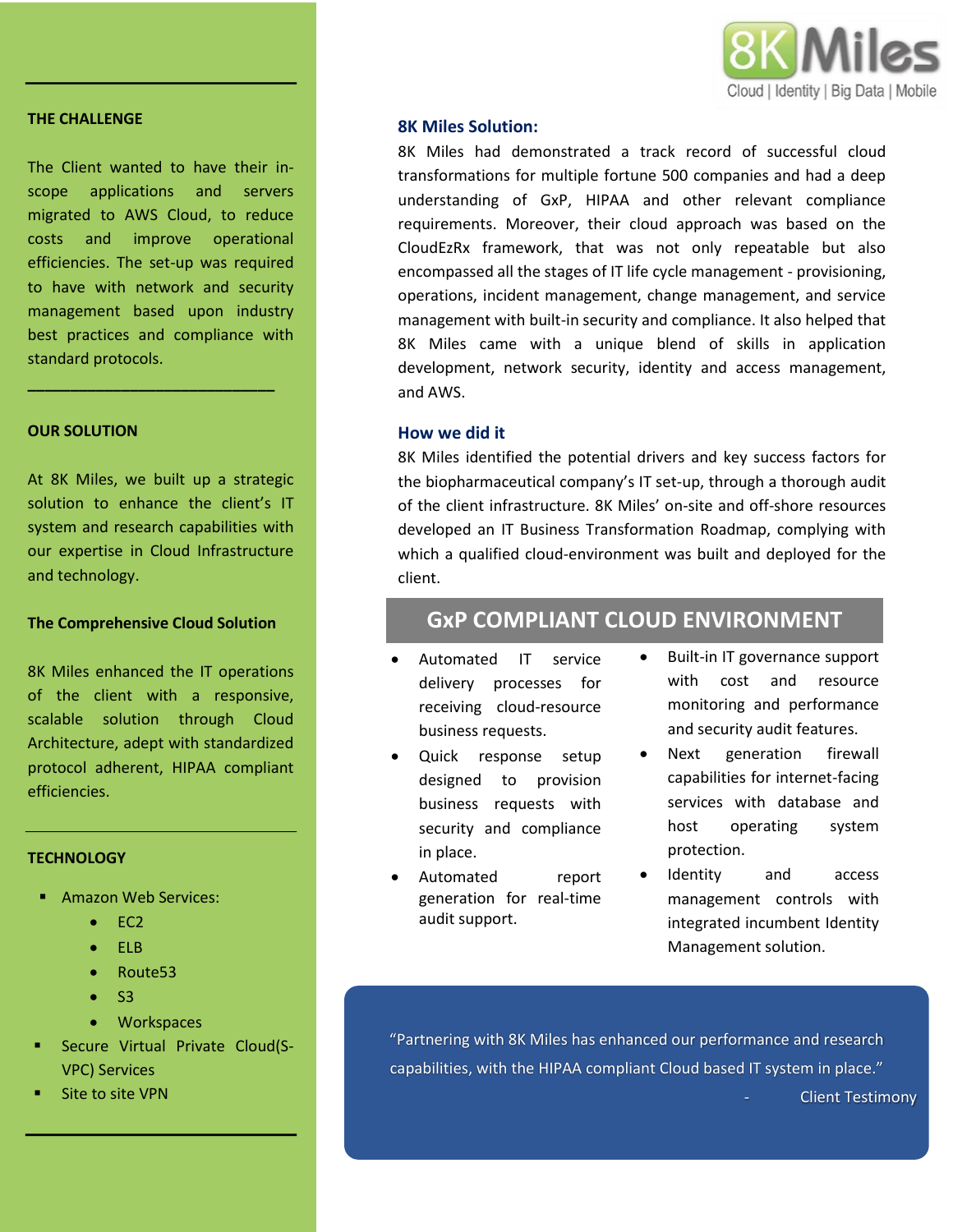## THE CHALLENGE

The Client wanted to have their in-scope applications and servers migrated to AWS Cloud, to reduce costs and improve operational efficiencies. The set-up was required to have with network and security management based upon industry best practices and compliance with standard protocols.

## OUR SOLUTION

At 8K Miles, we built up a strategic solution to enhance the client's IT system and research capabilities with our expertise in Cloud Infrastructure and technology.

### The Comprehensive Cloud Solution

8K Miles enhanced the IT operations of the client with a responsive, scalable solution through Cloud Architecture, adept with standardized protocol adherent, HIPAA compliant efficiencies.

## TECHNOLOGY

- Amazon Web Services:
  - EC2
  - ELB
  - Route53
  - S3
  - Workspaces
- Secure Virtual Private Cloud(S-VPC) Services
- Site to site VPN

### 8K Miles Solution:

8K Miles had demonstrated a track record of successful cloud transformations for multiple fortune 500 companies and had a deep understanding of GxP, HIPAA and other relevant compliance requirements. Moreover, their cloud approach was based on the CloudEzRx framework, that was not only repeatable but also encompassed all the stages of IT life cycle management - provisioning, operations, incident management, change management, and service management with built-in security and compliance. It also helped that 8K Miles came with a unique blend of skills in application development, network security, identity and access management, and AWS.

### How we did it

8K Miles identified the potential drivers and key success factors for the biopharmaceutical company's IT set-up, through a thorough audit of the client infrastructure. 8K Miles' on-site and off-shore resources developed an IT Business Transformation Roadmap, complying with which a qualified cloud-environment was built and deployed for the client.

## GxP COMPLIANT CLOUD ENVIRONMENT

- Automated IT service delivery processes for receiving cloud-resource business requests.
- Quick response setup designed to provision business requests with security and compliance in place.
- Automated report generation for real-time audit support.
- Built-in IT governance support with cost and resource monitoring and performance and security audit features.
- Next generation firewall capabilities for internet-facing services with database and host operating system protection.
- Identity and access management controls with integrated incumbent Identity Management solution.

"Partnering with 8K Miles has enhanced our performance and research capabilities, with the HIPAA compliant Cloud based IT system in place."

\- Client Testimony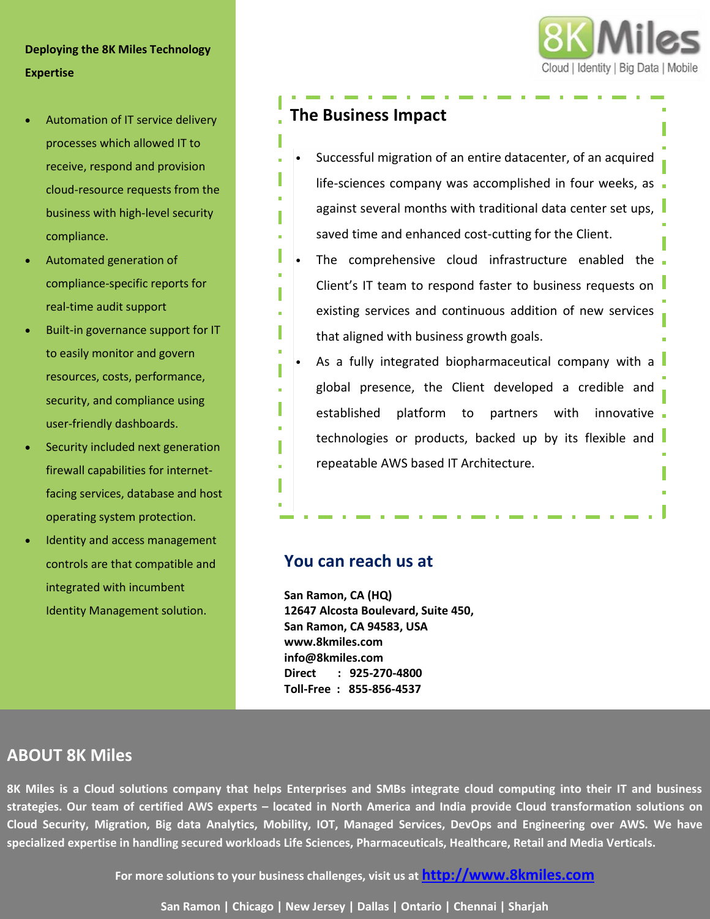**Deploying the 8K Miles Technology Expertise**

- Automation of IT service delivery processes which allowed IT to receive, respond and provision cloud-resource requests from the business with high-level security compliance.
- Automated generation of compliance-specific reports for real-time audit support
- Built-in governance support for IT to easily monitor and govern resources, costs, performance, security, and compliance using user-friendly dashboards.
- Security included next generation firewall capabilities for internet-facing services, database and host operating system protection.
- Identity and access management controls are that compatible and integrated with incumbent Identity Management solution.

8K Miles
Cloud | Identity | Big Data | Mobile

## The Business Impact

- Successful migration of an entire datacenter, of an acquired life-sciences company was accomplished in four weeks, as against several months with traditional data center set ups, saved time and enhanced cost-cutting for the Client.
- The comprehensive cloud infrastructure enabled the Client's IT team to respond faster to business requests on existing services and continuous addition of new services that aligned with business growth goals.
- As a fully integrated biopharmaceutical company with a global presence, the Client developed a credible and established platform to partners with innovative technologies or products, backed up by its flexible and repeatable AWS based IT Architecture.

## You can reach us at

**San Ramon, CA (HQ)**
**12647 Alcosta Boulevard, Suite 450,**
**San Ramon, CA 94583, USA**
**www.8kmiles.com**
**info@8kmiles.com**
**Direct : 925-270-4800**
**Toll-Free : 855-856-4537**

## ABOUT 8K Miles

**8K Miles is a Cloud solutions company that helps Enterprises and SMBs integrate cloud computing into their IT and business strategies. Our team of certified AWS experts – located in North America and India provide Cloud transformation solutions on Cloud Security, Migration, Big data Analytics, Mobility, IOT, Managed Services, DevOps and Engineering over AWS. We have specialized expertise in handling secured workloads Life Sciences, Pharmaceuticals, Healthcare, Retail and Media Verticals.**

**For more solutions to your business challenges, visit us at [http://www.8kmiles.com](http://www.8kmiles.com)**

**San Ramon | Chicago | New Jersey | Dallas | Ontario | Chennai | Sharjah**